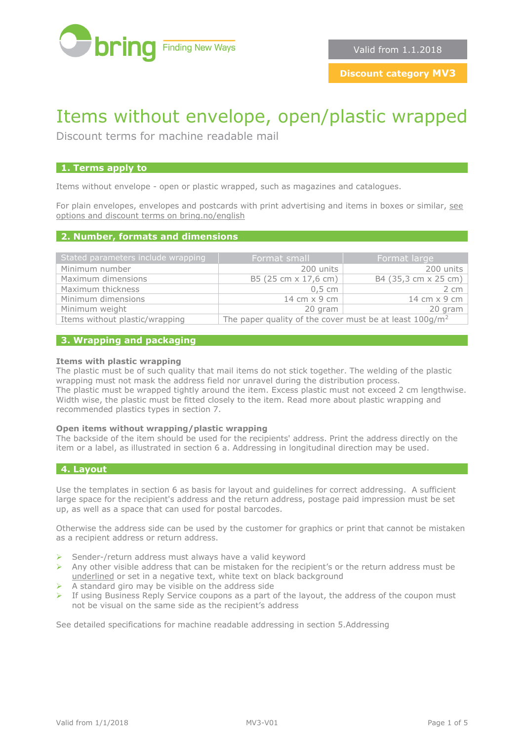bring Finding New Ways

Valid from 1.1.2018

**Discount category MV3**

# Items without envelope, open/plastic wrapped

Discount terms for machine readable mail

## 1. Terms apply to

Items without envelope - open or plastic wrapped, such as magazines and catalogues.

For plain envelopes, envelopes and postcards with print advertising and items in boxes or similar, see options and discount terms on bring.no/english

## 2. Number, formats and dimensions

| Stated parameters include wrapping | Format small | Format large |
|---|---|---|
| Minimum number | 200 units | 200 units |
| Maximum dimensions | B5 (25 cm x 17,6 cm) | B4 (35,3 cm x 25 cm) |
| Maximum thickness | 0,5 cm | 2 cm |
| Minimum dimensions | 14 cm x 9 cm | 14 cm x 9 cm |
| Minimum weight | 20 gram | 20 gram |
| Items without plastic/wrapping | The paper quality of the cover must be at least 100g/m$^2$ | |

## 3. Wrapping and packaging

**Items with plastic wrapping**
The plastic must be of such quality that mail items do not stick together. The welding of the plastic wrapping must not mask the address field nor unravel during the distribution process.
The plastic must be wrapped tightly around the item. Excess plastic must not exceed 2 cm lengthwise. Width wise, the plastic must be fitted closely to the item. Read more about plastic wrapping and recommended plastics types in section 7.

**Open items without wrapping/plastic wrapping**
The backside of the item should be used for the recipients' address. Print the address directly on the item or a label, as illustrated in section 6 a. Addressing in longitudinal direction may be used.

## 4. Layout

Use the templates in section 6 as basis for layout and guidelines for correct addressing. A sufficient large space for the recipient's address and the return address, postage paid impression must be set up, as well as a space that can used for postal barcodes.

Otherwise the address side can be used by the customer for graphics or print that cannot be mistaken as a recipient address or return address.

- Sender-/return address must always have a valid keyword
- Any other visible address that can be mistaken for the recipient's or the return address must be underlined or set in a negative text, white text on black background
- A standard giro may be visible on the address side
- If using Business Reply Service coupons as a part of the layout, the address of the coupon must not be visual on the same side as the recipient's address

See detailed specifications for machine readable addressing in section 5.Addressing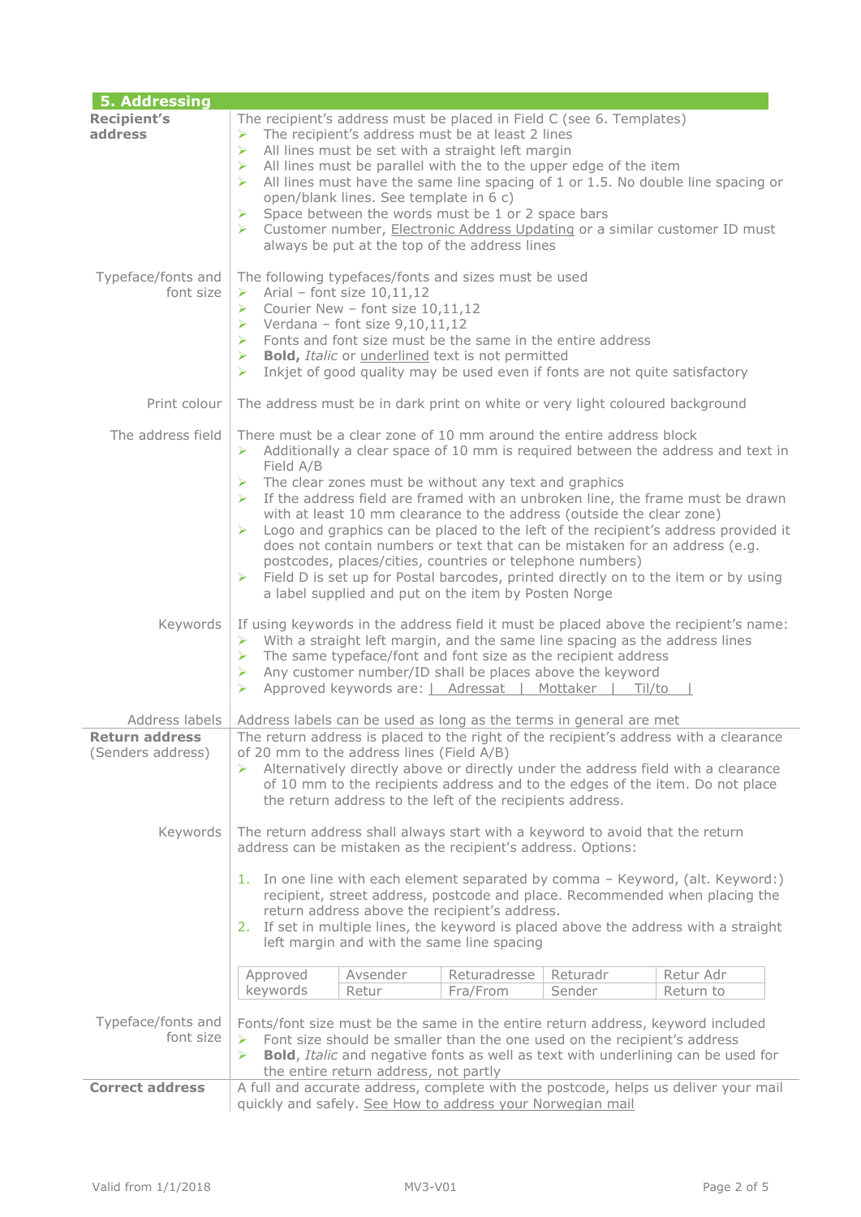## 5. Addressing

**Recipient's address**

The recipient's address must be placed in Field C (see 6. Templates)

- The recipient's address must be at least 2 lines
- All lines must be set with a straight left margin
- All lines must be parallel with the to the upper edge of the item
- All lines must have the same line spacing of 1 or 1.5. No double line spacing or open/blank lines. See template in 6 c)
- Space between the words must be 1 or 2 space bars
- Customer number, Electronic Address Updating or a similar customer ID must always be put at the top of the address lines

Typeface/fonts and font size

The following typefaces/fonts and sizes must be used

- Arial – font size 10,11,12
- Courier New – font size 10,11,12
- Verdana – font size 9,10,11,12
- Fonts and font size must be the same in the entire address
- **Bold,** *Italic* or underlined text is not permitted
- Inkjet of good quality may be used even if fonts are not quite satisfactory

Print colour

The address must be in dark print on white or very light coloured background

The address field

There must be a clear zone of 10 mm around the entire address block

- Additionally a clear space of 10 mm is required between the address and text in Field A/B
- The clear zones must be without any text and graphics
- If the address field are framed with an unbroken line, the frame must be drawn with at least 10 mm clearance to the address (outside the clear zone)
- Logo and graphics can be placed to the left of the recipient's address provided it does not contain numbers or text that can be mistaken for an address (e.g. postcodes, places/cities, countries or telephone numbers)
- Field D is set up for Postal barcodes, printed directly on to the item or by using a label supplied and put on the item by Posten Norge

Keywords

If using keywords in the address field it must be placed above the recipient's name:

- With a straight left margin, and the same line spacing as the address lines
- The same typeface/font and font size as the recipient address
- Any customer number/ID shall be places above the keyword
- Approved keywords are: | Adressat | Mottaker | Til/to |

Address labels

Address labels can be used as long as the terms in general are met

**Return address** (Senders address)

The return address is placed to the right of the recipient's address with a clearance of 20 mm to the address lines (Field A/B)

- Alternatively directly above or directly under the address field with a clearance of 10 mm to the recipients address and to the edges of the item. Do not place the return address to the left of the recipients address.

Keywords

The return address shall always start with a keyword to avoid that the return address can be mistaken as the recipient's address. Options:

1. In one line with each element separated by comma – Keyword, (alt. Keyword:) recipient, street address, postcode and place. Recommended when placing the return address above the recipient's address.
2. If set in multiple lines, the keyword is placed above the address with a straight left margin and with the same line spacing

| Approved keywords | Avsender<br>Retur | Returadresse<br>Fra/From | Returadr<br>Sender | Retur Adr<br>Return to |
|---|---|---|---|---|

Typeface/fonts and font size

Fonts/font size must be the same in the entire return address, keyword included

- Font size should be smaller than the one used on the recipient's address
- **Bold**, *Italic* and negative fonts as well as text with underlining can be used for the entire return address, not partly

**Correct address**

A full and accurate address, complete with the postcode, helps us deliver your mail quickly and safely. See How to address your Norwegian mail

Valid from 1/1/2018 MV3-V01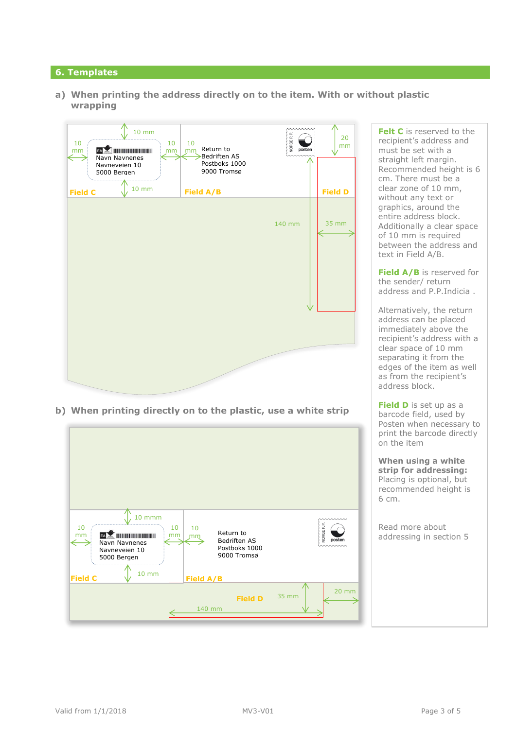## 6. Templates

### a) When printing the address directly on to the item. With or without plastic wrapping

10 mm

10 mm

10 mm

10 mm

10 mm

Navn Navnenes
Navneveien 10
5000 Bergen

Return to
Bedriften AS
Postboks 1000
9000 Tromsø

20 mm

10 mm

Field C

Field A/B

Field D

140 mm

35 mm

### b) When printing directly on to the plastic, use a white strip

10 mmm

10 mm

10 mm

10 mm

Navn Navnenes
Navneveien 10
5000 Bergen

Return to
Bedriften AS
Postboks 1000
9000 Tromsø

10 mm

Field C

Field A/B

Field D

35 mm

20 mm

140 mm

**Felt C** is reserved to the recipient's address and must be set with a straight left margin. Recommended height is 6 cm. There must be a clear zone of 10 mm, without any text or graphics, around the entire address block. Additionally a clear space of 10 mm is required between the address and text in Field A/B.

**Field A/B** is reserved for the sender/ return address and P.P.Indicia .

Alternatively, the return address can be placed immediately above the recipient's address with a clear space of 10 mm separating it from the edges of the item as well as from the recipient's address block.

**Field D** is set up as a barcode field, used by Posten when necessary to print the barcode directly on the item

**When using a white strip for addressing:** Placing is optional, but recommended height is 6 cm.

Read more about addressing in section 5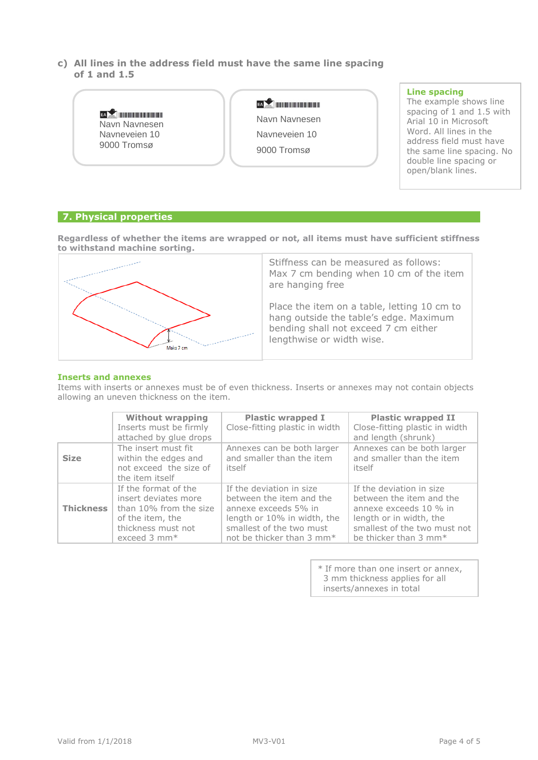**c) All lines in the address field must have the same line spacing of 1 and 1.5**

Navn Navnesen
Navneveien 10
9000 Tromsø

Navn Navnesen

Navneveien 10

9000 Tromsø

**Line spacing**
The example shows line spacing of 1 and 1.5 with Arial 10 in Microsoft Word. All lines in the address field must have the same line spacing. No double line spacing or open/blank lines.

## 7. Physical properties

**Regardless of whether the items are wrapped or not, all items must have sufficient stiffness to withstand machine sorting.**

Maks 7 cm

Stiffness can be measured as follows:
Max 7 cm bending when 10 cm of the item are hanging free

Place the item on a table, letting 10 cm to hang outside the table's edge. Maximum bending shall not exceed 7 cm either lengthwise or width wise.

### Inserts and annexes

Items with inserts or annexes must be of even thickness. Inserts or annexes may not contain objects allowing an uneven thickness on the item.

| | **Without wrapping** Inserts must be firmly attached by glue drops | **Plastic wrapped I** Close-fitting plastic in width | **Plastic wrapped II** Close-fitting plastic in width and length (shrunk) |
|---|---|---|---|
| **Size** | The insert must fit within the edges and not exceed the size of the item itself | Annexes can be both larger and smaller than the item itself | Annexes can be both larger and smaller than the item itself |
| **Thickness** | If the format of the insert deviates more than 10% from the size of the item, the thickness must not exceed 3 mm* | If the deviation in size between the item and the annexe exceeds 5% in length or 10% in width, the smallest of the two must not be thicker than 3 mm* | If the deviation in size between the item and the annexe exceeds 10 % in length or in width, the smallest of the two must not be thicker than 3 mm* |

\* If more than one insert or annex, 3 mm thickness applies for all inserts/annexes in total

Valid from 1/1/2018 MV3-V01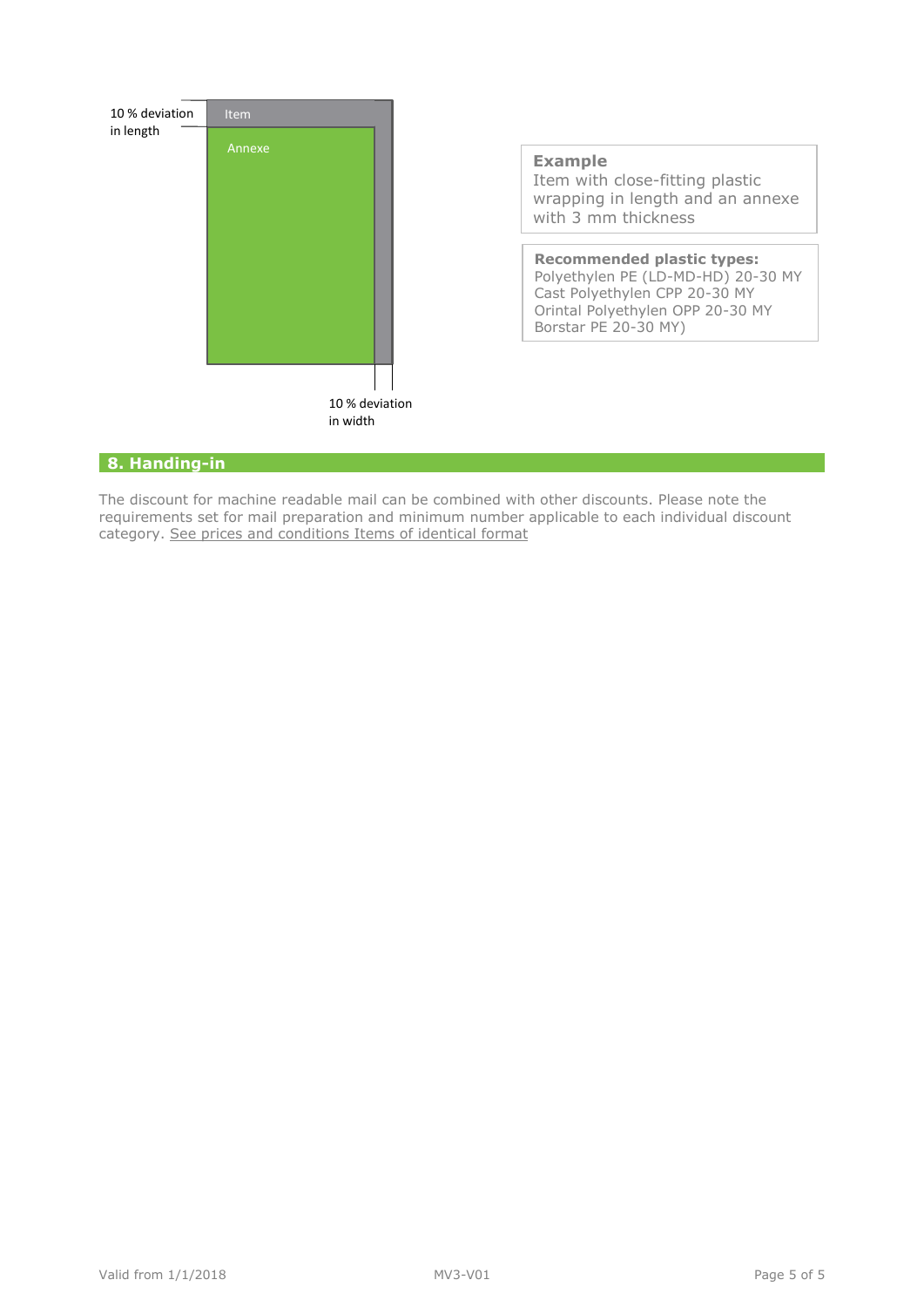10 % deviation in length

Item

Annexe

10 % deviation in width

**Example**
Item with close-fitting plastic wrapping in length and an annexe with 3 mm thickness

**Recommended plastic types:**
Polyethylen PE (LD-MD-HD) 20-30 MY
Cast Polyethylen CPP 20-30 MY
Orintal Polyethylen OPP 20-30 MY
Borstar PE 20-30 MY)

## 8. Handing-in

The discount for machine readable mail can be combined with other discounts. Please note the requirements set for mail preparation and minimum number applicable to each individual discount category. See prices and conditions Items of identical format